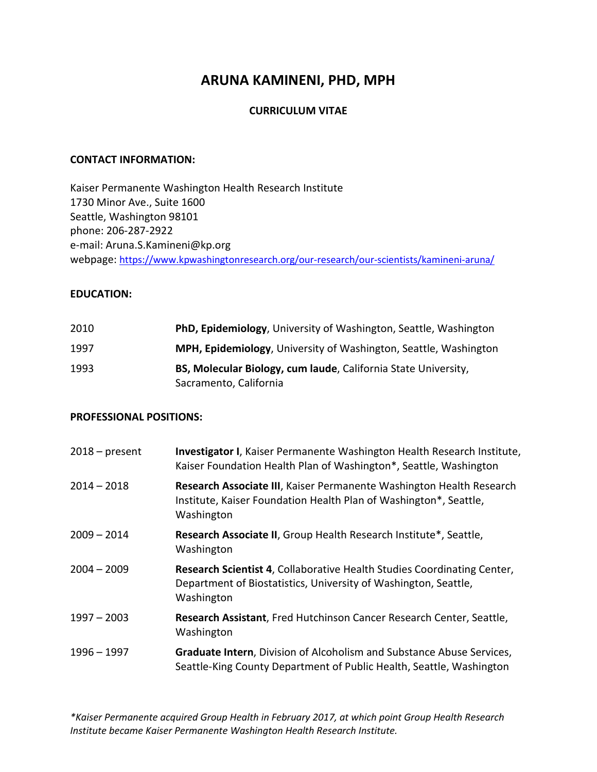# ARUNA KAMINENI, PHD, MPH

## CURRICULUM VITAE

### CONTACT INFORMATION:

Kaiser Permanente Washington Health Research Institute
1730 Minor Ave., Suite 1600
Seattle, Washington 98101
phone: 206-287-2922
e-mail: Aruna.S.Kamineni@kp.org
webpage: [https://www.kpwashingtonresearch.org/our-research/our-scientists/kamineni-aruna/](https://www.kpwashingtonresearch.org/our-research/our-scientists/kamineni-aruna/)

### EDUCATION:

| | |
|---|---|
| 2010 | **PhD, Epidemiology**, University of Washington, Seattle, Washington |
| 1997 | **MPH, Epidemiology**, University of Washington, Seattle, Washington |
| 1993 | **BS, Molecular Biology, cum laude**, California State University, Sacramento, California |

### PROFESSIONAL POSITIONS:

| | |
|---|---|
| 2018 – present | **Investigator I**, Kaiser Permanente Washington Health Research Institute, Kaiser Foundation Health Plan of Washington*, Seattle, Washington |
| 2014 – 2018 | **Research Associate III**, Kaiser Permanente Washington Health Research Institute, Kaiser Foundation Health Plan of Washington*, Seattle, Washington |
| 2009 – 2014 | **Research Associate II**, Group Health Research Institute*, Seattle, Washington |
| 2004 – 2009 | **Research Scientist 4**, Collaborative Health Studies Coordinating Center, Department of Biostatistics, University of Washington, Seattle, Washington |
| 1997 – 2003 | **Research Assistant**, Fred Hutchinson Cancer Research Center, Seattle, Washington |
| 1996 – 1997 | **Graduate Intern**, Division of Alcoholism and Substance Abuse Services, Seattle-King County Department of Public Health, Seattle, Washington |

*\*Kaiser Permanente acquired Group Health in February 2017, at which point Group Health Research Institute became Kaiser Permanente Washington Health Research Institute.*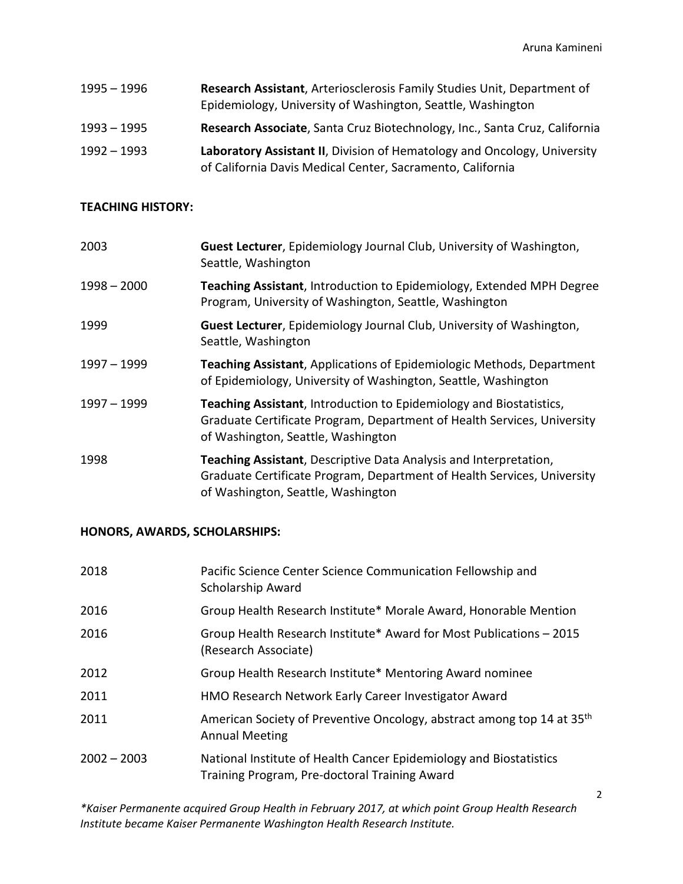1995 – 1996 **Research Assistant**, Arteriosclerosis Family Studies Unit, Department of Epidemiology, University of Washington, Seattle, Washington

1993 – 1995 **Research Associate**, Santa Cruz Biotechnology, Inc., Santa Cruz, California

1992 – 1993 **Laboratory Assistant II**, Division of Hematology and Oncology, University of California Davis Medical Center, Sacramento, California

## TEACHING HISTORY:

2003 **Guest Lecturer**, Epidemiology Journal Club, University of Washington, Seattle, Washington

1998 – 2000 **Teaching Assistant**, Introduction to Epidemiology, Extended MPH Degree Program, University of Washington, Seattle, Washington

1999 **Guest Lecturer**, Epidemiology Journal Club, University of Washington, Seattle, Washington

1997 – 1999 **Teaching Assistant**, Applications of Epidemiologic Methods, Department of Epidemiology, University of Washington, Seattle, Washington

1997 – 1999 **Teaching Assistant**, Introduction to Epidemiology and Biostatistics, Graduate Certificate Program, Department of Health Services, University of Washington, Seattle, Washington

1998 **Teaching Assistant**, Descriptive Data Analysis and Interpretation, Graduate Certificate Program, Department of Health Services, University of Washington, Seattle, Washington

## HONORS, AWARDS, SCHOLARSHIPS:

2018 Pacific Science Center Science Communication Fellowship and Scholarship Award

2016 Group Health Research Institute* Morale Award, Honorable Mention

2016 Group Health Research Institute* Award for Most Publications – 2015 (Research Associate)

2012 Group Health Research Institute* Mentoring Award nominee

2011 HMO Research Network Early Career Investigator Award

2011 American Society of Preventive Oncology, abstract among top 14 at 35th Annual Meeting

2002 – 2003 National Institute of Health Cancer Epidemiology and Biostatistics Training Program, Pre-doctoral Training Award

*\*Kaiser Permanente acquired Group Health in February 2017, at which point Group Health Research Institute became Kaiser Permanente Washington Health Research Institute.*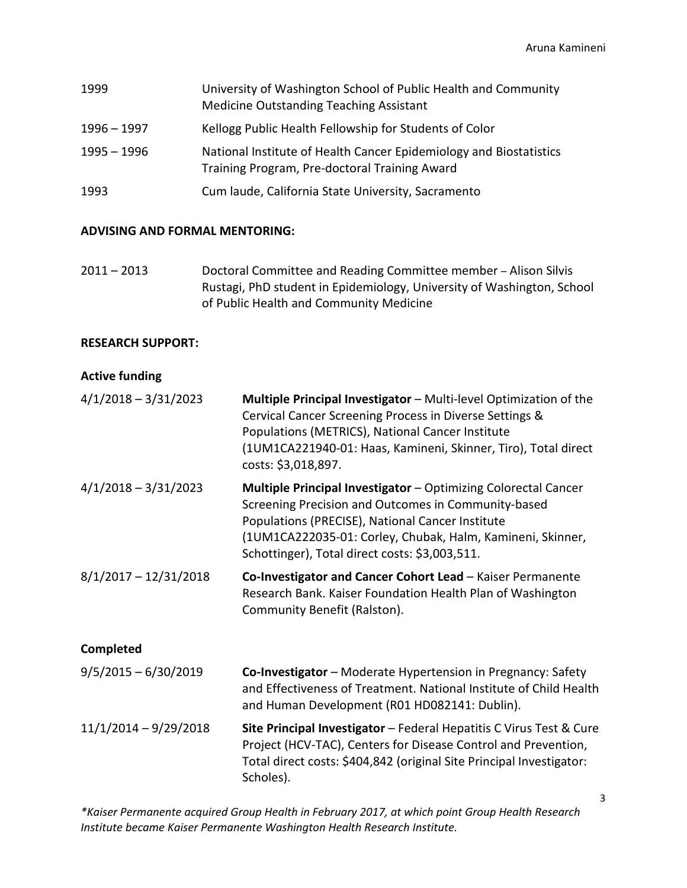| | |
|---|---|
| 1999 | University of Washington School of Public Health and Community Medicine Outstanding Teaching Assistant |
| 1996 – 1997 | Kellogg Public Health Fellowship for Students of Color |
| 1995 – 1996 | National Institute of Health Cancer Epidemiology and Biostatistics Training Program, Pre-doctoral Training Award |
| 1993 | Cum laude, California State University, Sacramento |

**ADVISING AND FORMAL MENTORING:**

| | |
|---|---|
| 2011 – 2013 | Doctoral Committee and Reading Committee member – Alison Silvis Rustagi, PhD student in Epidemiology, University of Washington, School of Public Health and Community Medicine |

**RESEARCH SUPPORT:**

**Active funding**

| | |
|---|---|
| 4/1/2018 – 3/31/2023 | **Multiple Principal Investigator** – Multi-level Optimization of the Cervical Cancer Screening Process in Diverse Settings & Populations (METRICS), National Cancer Institute (1UM1CA221940-01: Haas, Kamineni, Skinner, Tiro), Total direct costs: $3,018,897. |
| 4/1/2018 – 3/31/2023 | **Multiple Principal Investigator** – Optimizing Colorectal Cancer Screening Precision and Outcomes in Community-based Populations (PRECISE), National Cancer Institute (1UM1CA222035-01: Corley, Chubak, Halm, Kamineni, Skinner, Schottinger), Total direct costs: $3,003,511. |
| 8/1/2017 – 12/31/2018 | **Co-Investigator and Cancer Cohort Lead** – Kaiser Permanente Research Bank. Kaiser Foundation Health Plan of Washington Community Benefit (Ralston). |

**Completed**

| | |
|---|---|
| 9/5/2015 – 6/30/2019 | **Co-Investigator** – Moderate Hypertension in Pregnancy: Safety and Effectiveness of Treatment. National Institute of Child Health and Human Development (R01 HD082141: Dublin). |
| 11/1/2014 – 9/29/2018 | **Site Principal Investigator** – Federal Hepatitis C Virus Test & Cure Project (HCV-TAC), Centers for Disease Control and Prevention, Total direct costs: $404,842 (original Site Principal Investigator: Scholes). |

*\*Kaiser Permanente acquired Group Health in February 2017, at which point Group Health Research Institute became Kaiser Permanente Washington Health Research Institute.*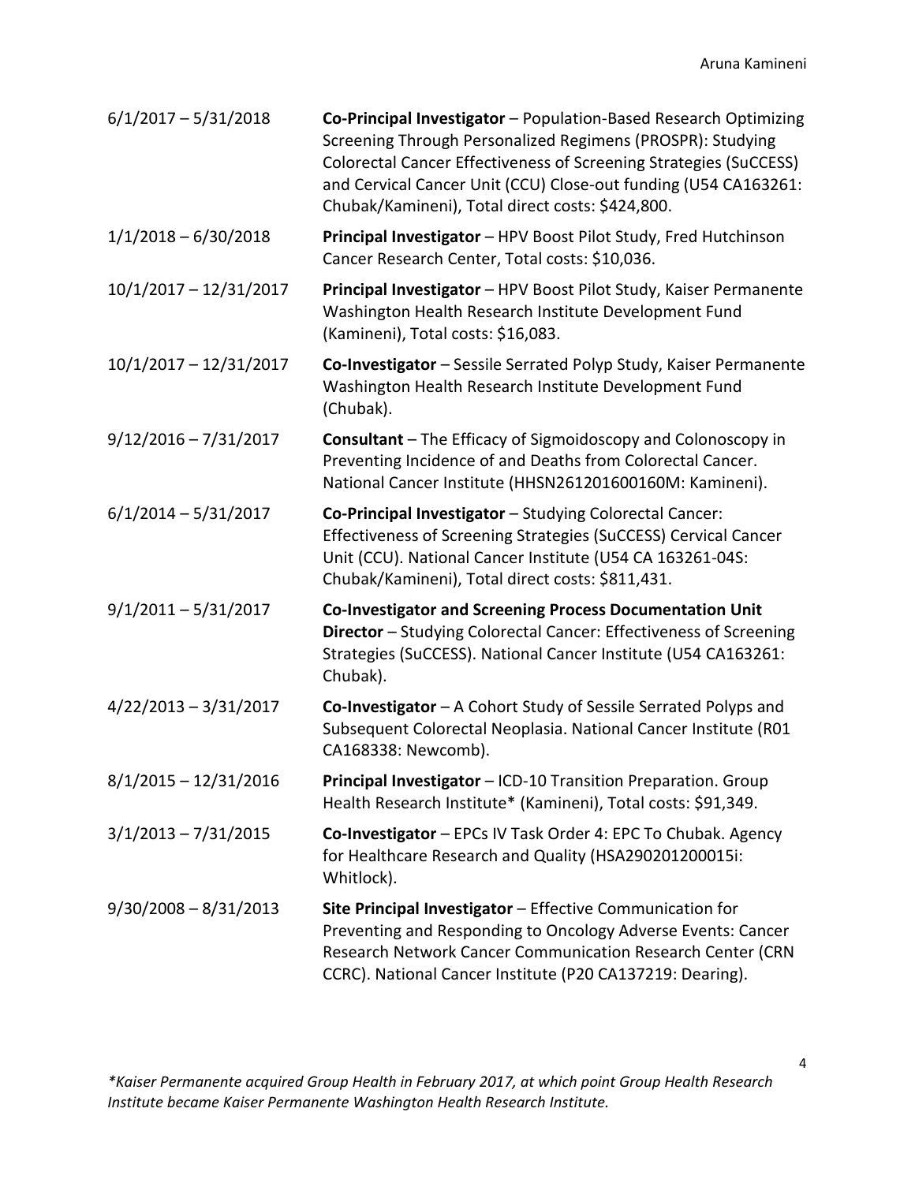| | |
|---|---|
| 6/1/2017 – 5/31/2018 | **Co-Principal Investigator** – Population-Based Research Optimizing Screening Through Personalized Regimens (PROSPR): Studying Colorectal Cancer Effectiveness of Screening Strategies (SuCCESS) and Cervical Cancer Unit (CCU) Close-out funding (U54 CA163261: Chubak/Kamineni), Total direct costs: $424,800. |
| 1/1/2018 – 6/30/2018 | **Principal Investigator** – HPV Boost Pilot Study, Fred Hutchinson Cancer Research Center, Total costs: $10,036. |
| 10/1/2017 – 12/31/2017 | **Principal Investigator** – HPV Boost Pilot Study, Kaiser Permanente Washington Health Research Institute Development Fund (Kamineni), Total costs: $16,083. |
| 10/1/2017 – 12/31/2017 | **Co-Investigator** – Sessile Serrated Polyp Study, Kaiser Permanente Washington Health Research Institute Development Fund (Chubak). |
| 9/12/2016 – 7/31/2017 | **Consultant** – The Efficacy of Sigmoidoscopy and Colonoscopy in Preventing Incidence of and Deaths from Colorectal Cancer. National Cancer Institute (HHSN261201600160M: Kamineni). |
| 6/1/2014 – 5/31/2017 | **Co-Principal Investigator** – Studying Colorectal Cancer: Effectiveness of Screening Strategies (SuCCESS) Cervical Cancer Unit (CCU). National Cancer Institute (U54 CA 163261-04S: Chubak/Kamineni), Total direct costs: $811,431. |
| 9/1/2011 – 5/31/2017 | **Co-Investigator and Screening Process Documentation Unit Director** – Studying Colorectal Cancer: Effectiveness of Screening Strategies (SuCCESS). National Cancer Institute (U54 CA163261: Chubak). |
| 4/22/2013 – 3/31/2017 | **Co-Investigator** – A Cohort Study of Sessile Serrated Polyps and Subsequent Colorectal Neoplasia. National Cancer Institute (R01 CA168338: Newcomb). |
| 8/1/2015 – 12/31/2016 | **Principal Investigator** – ICD-10 Transition Preparation. Group Health Research Institute* (Kamineni), Total costs: $91,349. |
| 3/1/2013 – 7/31/2015 | **Co-Investigator** – EPCs IV Task Order 4: EPC To Chubak. Agency for Healthcare Research and Quality (HSA290201200015i: Whitlock). |
| 9/30/2008 – 8/31/2013 | **Site Principal Investigator** – Effective Communication for Preventing and Responding to Oncology Adverse Events: Cancer Research Network Cancer Communication Research Center (CRN CCRC). National Cancer Institute (P20 CA137219: Dearing). |

*\*Kaiser Permanente acquired Group Health in February 2017, at which point Group Health Research Institute became Kaiser Permanente Washington Health Research Institute.*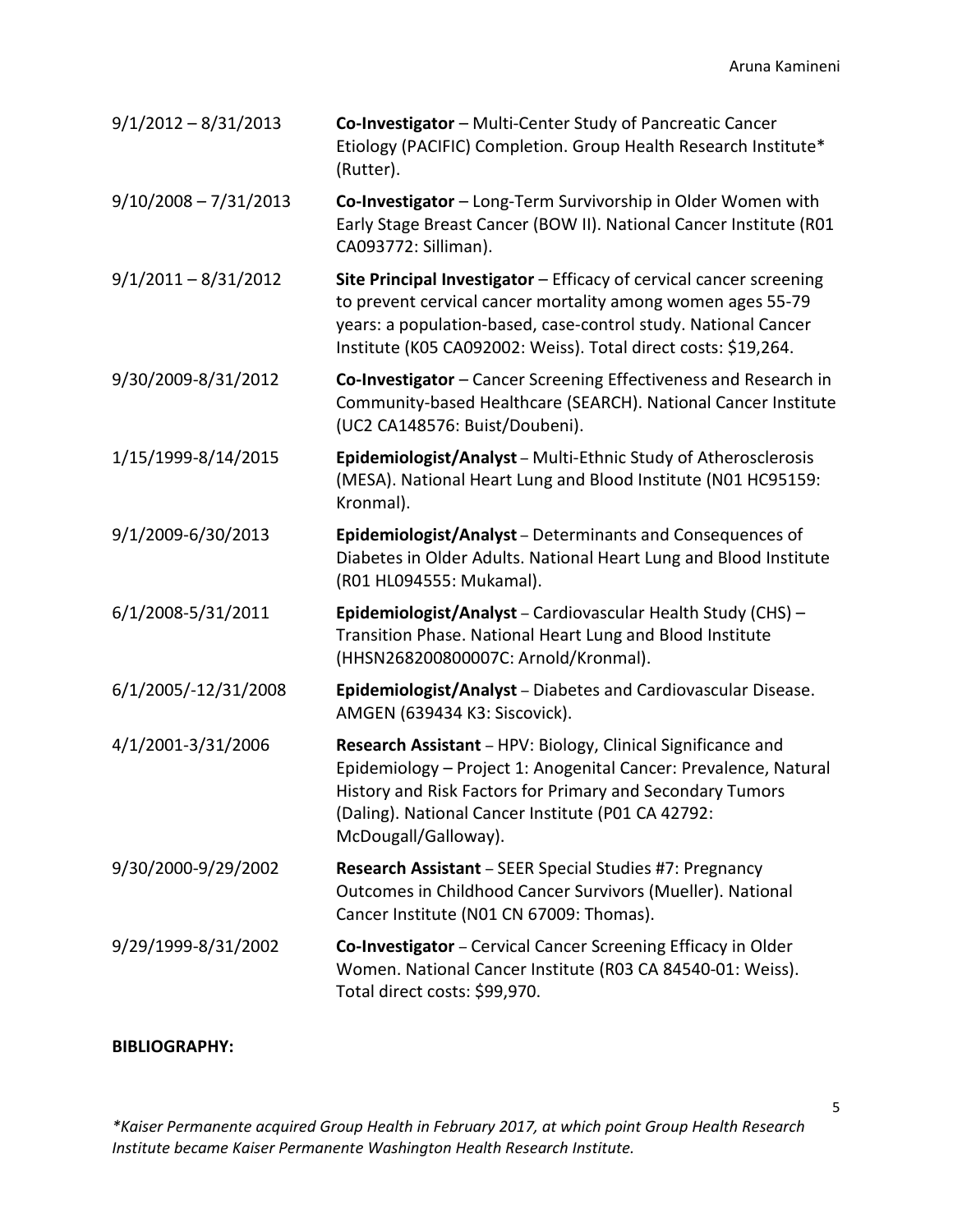| | |
|---|---|
| 9/1/2012 – 8/31/2013 | **Co-Investigator** – Multi-Center Study of Pancreatic Cancer Etiology (PACIFIC) Completion. Group Health Research Institute* (Rutter). |
| 9/10/2008 – 7/31/2013 | **Co-Investigator** – Long-Term Survivorship in Older Women with Early Stage Breast Cancer (BOW II). National Cancer Institute (R01 CA093772: Silliman). |
| 9/1/2011 – 8/31/2012 | **Site Principal Investigator** – Efficacy of cervical cancer screening to prevent cervical cancer mortality among women ages 55-79 years: a population-based, case-control study. National Cancer Institute (K05 CA092002: Weiss). Total direct costs: $19,264. |
| 9/30/2009-8/31/2012 | **Co-Investigator** – Cancer Screening Effectiveness and Research in Community-based Healthcare (SEARCH). National Cancer Institute (UC2 CA148576: Buist/Doubeni). |
| 1/15/1999-8/14/2015 | **Epidemiologist/Analyst** – Multi-Ethnic Study of Atherosclerosis (MESA). National Heart Lung and Blood Institute (N01 HC95159: Kronmal). |
| 9/1/2009-6/30/2013 | **Epidemiologist/Analyst** – Determinants and Consequences of Diabetes in Older Adults. National Heart Lung and Blood Institute (R01 HL094555: Mukamal). |
| 6/1/2008-5/31/2011 | **Epidemiologist/Analyst** – Cardiovascular Health Study (CHS) – Transition Phase. National Heart Lung and Blood Institute (HHSN268200800007C: Arnold/Kronmal). |
| 6/1/2005/-12/31/2008 | **Epidemiologist/Analyst** – Diabetes and Cardiovascular Disease. AMGEN (639434 K3: Siscovick). |
| 4/1/2001-3/31/2006 | **Research Assistant** – HPV: Biology, Clinical Significance and Epidemiology – Project 1: Anogenital Cancer: Prevalence, Natural History and Risk Factors for Primary and Secondary Tumors (Daling). National Cancer Institute (P01 CA 42792: McDougall/Galloway). |
| 9/30/2000-9/29/2002 | **Research Assistant** – SEER Special Studies #7: Pregnancy Outcomes in Childhood Cancer Survivors (Mueller). National Cancer Institute (N01 CN 67009: Thomas). |
| 9/29/1999-8/31/2002 | **Co-Investigator** – Cervical Cancer Screening Efficacy in Older Women. National Cancer Institute (R03 CA 84540-01: Weiss). Total direct costs: $99,970. |

**BIBLIOGRAPHY:**

*\*Kaiser Permanente acquired Group Health in February 2017, at which point Group Health Research Institute became Kaiser Permanente Washington Health Research Institute.*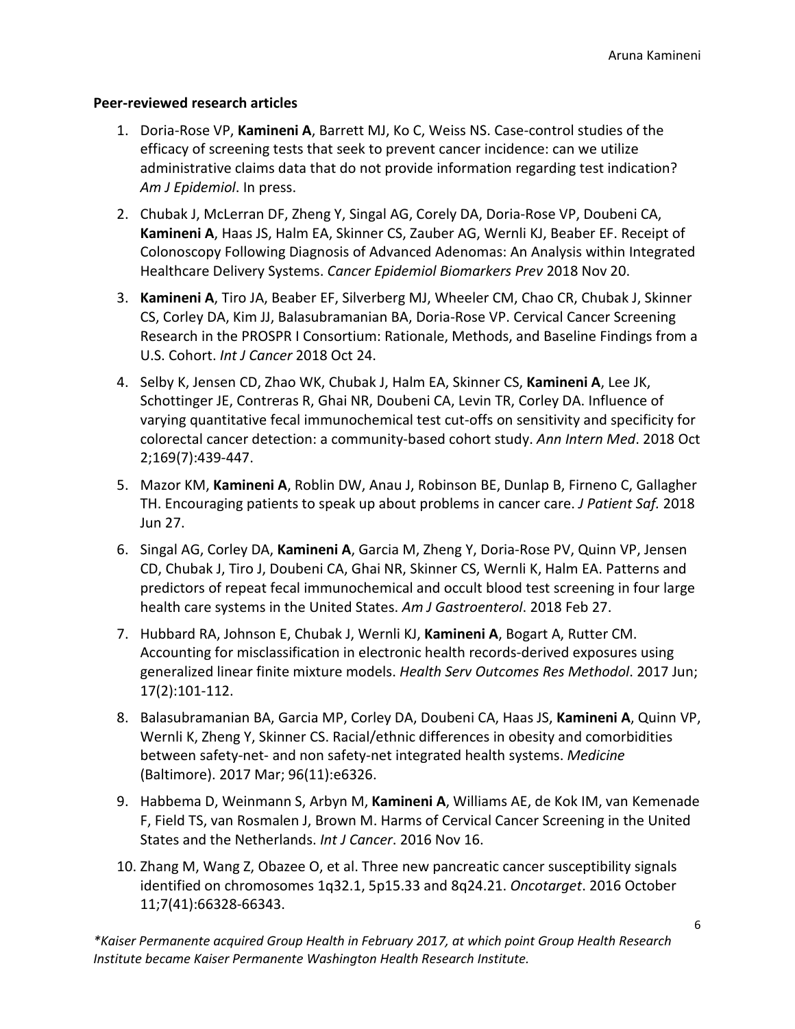**Peer-reviewed research articles**

1. Doria-Rose VP, **Kamineni A**, Barrett MJ, Ko C, Weiss NS. Case-control studies of the efficacy of screening tests that seek to prevent cancer incidence: can we utilize administrative claims data that do not provide information regarding test indication? *Am J Epidemiol*. In press.
2. Chubak J, McLerran DF, Zheng Y, Singal AG, Corely DA, Doria-Rose VP, Doubeni CA, **Kamineni A**, Haas JS, Halm EA, Skinner CS, Zauber AG, Wernli KJ, Beaber EF. Receipt of Colonoscopy Following Diagnosis of Advanced Adenomas: An Analysis within Integrated Healthcare Delivery Systems. *Cancer Epidemiol Biomarkers Prev* 2018 Nov 20.
3. **Kamineni A**, Tiro JA, Beaber EF, Silverberg MJ, Wheeler CM, Chao CR, Chubak J, Skinner CS, Corley DA, Kim JJ, Balasubramanian BA, Doria-Rose VP. Cervical Cancer Screening Research in the PROSPR I Consortium: Rationale, Methods, and Baseline Findings from a U.S. Cohort. *Int J Cancer* 2018 Oct 24.
4. Selby K, Jensen CD, Zhao WK, Chubak J, Halm EA, Skinner CS, **Kamineni A**, Lee JK, Schottinger JE, Contreras R, Ghai NR, Doubeni CA, Levin TR, Corley DA. Influence of varying quantitative fecal immunochemical test cut-offs on sensitivity and specificity for colorectal cancer detection: a community-based cohort study. *Ann Intern Med*. 2018 Oct 2;169(7):439-447.
5. Mazor KM, **Kamineni A**, Roblin DW, Anau J, Robinson BE, Dunlap B, Firneno C, Gallagher TH. Encouraging patients to speak up about problems in cancer care. *J Patient Saf.* 2018 Jun 27.
6. Singal AG, Corley DA, **Kamineni A**, Garcia M, Zheng Y, Doria-Rose PV, Quinn VP, Jensen CD, Chubak J, Tiro J, Doubeni CA, Ghai NR, Skinner CS, Wernli K, Halm EA. Patterns and predictors of repeat fecal immunochemical and occult blood test screening in four large health care systems in the United States. *Am J Gastroenterol*. 2018 Feb 27.
7. Hubbard RA, Johnson E, Chubak J, Wernli KJ, **Kamineni A**, Bogart A, Rutter CM. Accounting for misclassification in electronic health records-derived exposures using generalized linear finite mixture models. *Health Serv Outcomes Res Methodol*. 2017 Jun; 17(2):101-112.
8. Balasubramanian BA, Garcia MP, Corley DA, Doubeni CA, Haas JS, **Kamineni A**, Quinn VP, Wernli K, Zheng Y, Skinner CS. Racial/ethnic differences in obesity and comorbidities between safety-net- and non safety-net integrated health systems. *Medicine* (Baltimore). 2017 Mar; 96(11):e6326.
9. Habbema D, Weinmann S, Arbyn M, **Kamineni A**, Williams AE, de Kok IM, van Kemenade F, Field TS, van Rosmalen J, Brown M. Harms of Cervical Cancer Screening in the United States and the Netherlands. *Int J Cancer*. 2016 Nov 16.
10. Zhang M, Wang Z, Obazee O, et al. Three new pancreatic cancer susceptibility signals identified on chromosomes 1q32.1, 5p15.33 and 8q24.21. *Oncotarget*. 2016 October 11;7(41):66328-66343.

*\*Kaiser Permanente acquired Group Health in February 2017, at which point Group Health Research Institute became Kaiser Permanente Washington Health Research Institute.*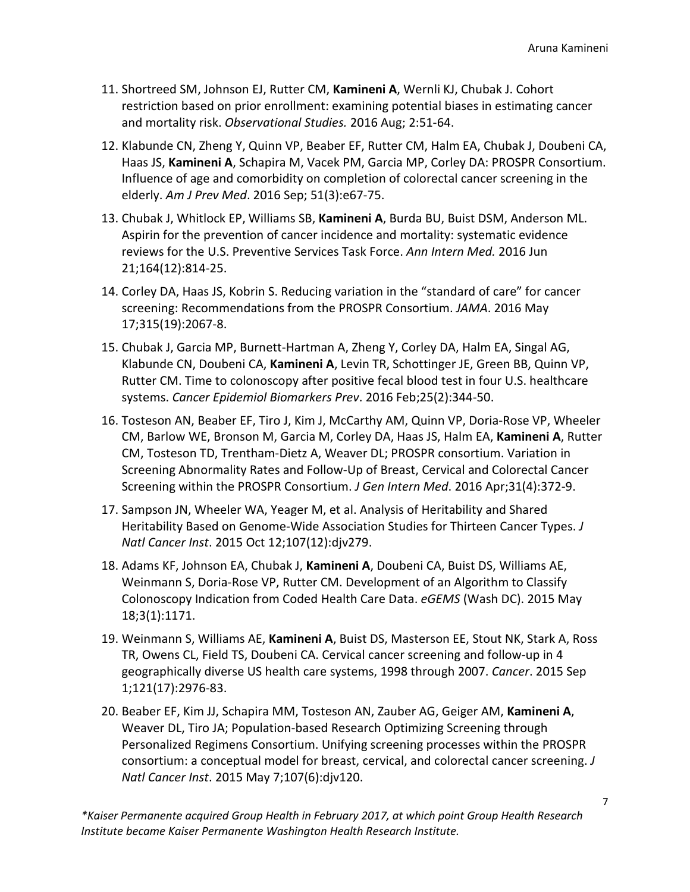11. Shortreed SM, Johnson EJ, Rutter CM, **Kamineni A**, Wernli KJ, Chubak J. Cohort restriction based on prior enrollment: examining potential biases in estimating cancer and mortality risk. *Observational Studies.* 2016 Aug; 2:51-64.

12. Klabunde CN, Zheng Y, Quinn VP, Beaber EF, Rutter CM, Halm EA, Chubak J, Doubeni CA, Haas JS, **Kamineni A**, Schapira M, Vacek PM, Garcia MP, Corley DA: PROSPR Consortium. Influence of age and comorbidity on completion of colorectal cancer screening in the elderly. *Am J Prev Med*. 2016 Sep; 51(3):e67-75.

13. Chubak J, Whitlock EP, Williams SB, **Kamineni A**, Burda BU, Buist DSM, Anderson ML. Aspirin for the prevention of cancer incidence and mortality: systematic evidence reviews for the U.S. Preventive Services Task Force. *Ann Intern Med.* 2016 Jun 21;164(12):814-25.

14. Corley DA, Haas JS, Kobrin S. Reducing variation in the "standard of care" for cancer screening: Recommendations from the PROSPR Consortium. *JAMA*. 2016 May 17;315(19):2067-8.

15. Chubak J, Garcia MP, Burnett-Hartman A, Zheng Y, Corley DA, Halm EA, Singal AG, Klabunde CN, Doubeni CA, **Kamineni A**, Levin TR, Schottinger JE, Green BB, Quinn VP, Rutter CM. Time to colonoscopy after positive fecal blood test in four U.S. healthcare systems. *Cancer Epidemiol Biomarkers Prev*. 2016 Feb;25(2):344-50.

16. Tosteson AN, Beaber EF, Tiro J, Kim J, McCarthy AM, Quinn VP, Doria-Rose VP, Wheeler CM, Barlow WE, Bronson M, Garcia M, Corley DA, Haas JS, Halm EA, **Kamineni A**, Rutter CM, Tosteson TD, Trentham-Dietz A, Weaver DL; PROSPR consortium. Variation in Screening Abnormality Rates and Follow-Up of Breast, Cervical and Colorectal Cancer Screening within the PROSPR Consortium. *J Gen Intern Med*. 2016 Apr;31(4):372-9.

17. Sampson JN, Wheeler WA, Yeager M, et al. Analysis of Heritability and Shared Heritability Based on Genome-Wide Association Studies for Thirteen Cancer Types. *J Natl Cancer Inst*. 2015 Oct 12;107(12):djv279.

18. Adams KF, Johnson EA, Chubak J, **Kamineni A**, Doubeni CA, Buist DS, Williams AE, Weinmann S, Doria-Rose VP, Rutter CM. Development of an Algorithm to Classify Colonoscopy Indication from Coded Health Care Data. *eGEMS* (Wash DC). 2015 May 18;3(1):1171.

19. Weinmann S, Williams AE, **Kamineni A**, Buist DS, Masterson EE, Stout NK, Stark A, Ross TR, Owens CL, Field TS, Doubeni CA. Cervical cancer screening and follow-up in 4 geographically diverse US health care systems, 1998 through 2007. *Cancer*. 2015 Sep 1;121(17):2976-83.

20. Beaber EF, Kim JJ, Schapira MM, Tosteson AN, Zauber AG, Geiger AM, **Kamineni A**, Weaver DL, Tiro JA; Population-based Research Optimizing Screening through Personalized Regimens Consortium. Unifying screening processes within the PROSPR consortium: a conceptual model for breast, cervical, and colorectal cancer screening. *J Natl Cancer Inst*. 2015 May 7;107(6):djv120.

**Kaiser Permanente acquired Group Health in February 2017, at which point Group Health Research Institute became Kaiser Permanente Washington Health Research Institute.*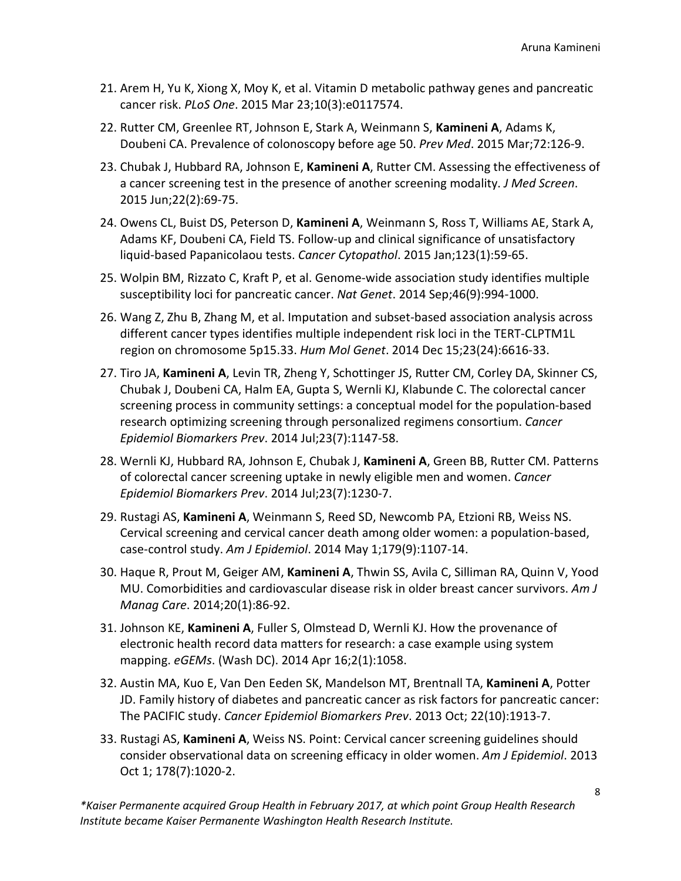21. Arem H, Yu K, Xiong X, Moy K, et al. Vitamin D metabolic pathway genes and pancreatic cancer risk. *PLoS One*. 2015 Mar 23;10(3):e0117574.

22. Rutter CM, Greenlee RT, Johnson E, Stark A, Weinmann S, **Kamineni A**, Adams K, Doubeni CA. Prevalence of colonoscopy before age 50. *Prev Med*. 2015 Mar;72:126-9.

23. Chubak J, Hubbard RA, Johnson E, **Kamineni A**, Rutter CM. Assessing the effectiveness of a cancer screening test in the presence of another screening modality. *J Med Screen*. 2015 Jun;22(2):69-75.

24. Owens CL, Buist DS, Peterson D, **Kamineni A**, Weinmann S, Ross T, Williams AE, Stark A, Adams KF, Doubeni CA, Field TS. Follow-up and clinical significance of unsatisfactory liquid-based Papanicolaou tests. *Cancer Cytopathol*. 2015 Jan;123(1):59-65.

25. Wolpin BM, Rizzato C, Kraft P, et al. Genome-wide association study identifies multiple susceptibility loci for pancreatic cancer. *Nat Genet*. 2014 Sep;46(9):994-1000.

26. Wang Z, Zhu B, Zhang M, et al. Imputation and subset-based association analysis across different cancer types identifies multiple independent risk loci in the TERT-CLPTM1L region on chromosome 5p15.33. *Hum Mol Genet*. 2014 Dec 15;23(24):6616-33.

27. Tiro JA, **Kamineni A**, Levin TR, Zheng Y, Schottinger JS, Rutter CM, Corley DA, Skinner CS, Chubak J, Doubeni CA, Halm EA, Gupta S, Wernli KJ, Klabunde C. The colorectal cancer screening process in community settings: a conceptual model for the population-based research optimizing screening through personalized regimens consortium. *Cancer Epidemiol Biomarkers Prev*. 2014 Jul;23(7):1147-58.

28. Wernli KJ, Hubbard RA, Johnson E, Chubak J, **Kamineni A**, Green BB, Rutter CM. Patterns of colorectal cancer screening uptake in newly eligible men and women. *Cancer Epidemiol Biomarkers Prev*. 2014 Jul;23(7):1230-7.

29. Rustagi AS, **Kamineni A**, Weinmann S, Reed SD, Newcomb PA, Etzioni RB, Weiss NS. Cervical screening and cervical cancer death among older women: a population-based, case-control study. *Am J Epidemiol*. 2014 May 1;179(9):1107-14.

30. Haque R, Prout M, Geiger AM, **Kamineni A**, Thwin SS, Avila C, Silliman RA, Quinn V, Yood MU. Comorbidities and cardiovascular disease risk in older breast cancer survivors. *Am J Manag Care*. 2014;20(1):86-92.

31. Johnson KE, **Kamineni A**, Fuller S, Olmstead D, Wernli KJ. How the provenance of electronic health record data matters for research: a case example using system mapping. *eGEMs*. (Wash DC). 2014 Apr 16;2(1):1058.

32. Austin MA, Kuo E, Van Den Eeden SK, Mandelson MT, Brentnall TA, **Kamineni A**, Potter JD. Family history of diabetes and pancreatic cancer as risk factors for pancreatic cancer: The PACIFIC study. *Cancer Epidemiol Biomarkers Prev*. 2013 Oct; 22(10):1913-7.

33. Rustagi AS, **Kamineni A**, Weiss NS. Point: Cervical cancer screening guidelines should consider observational data on screening efficacy in older women. *Am J Epidemiol*. 2013 Oct 1; 178(7):1020-2.

*\*Kaiser Permanente acquired Group Health in February 2017, at which point Group Health Research Institute became Kaiser Permanente Washington Health Research Institute.*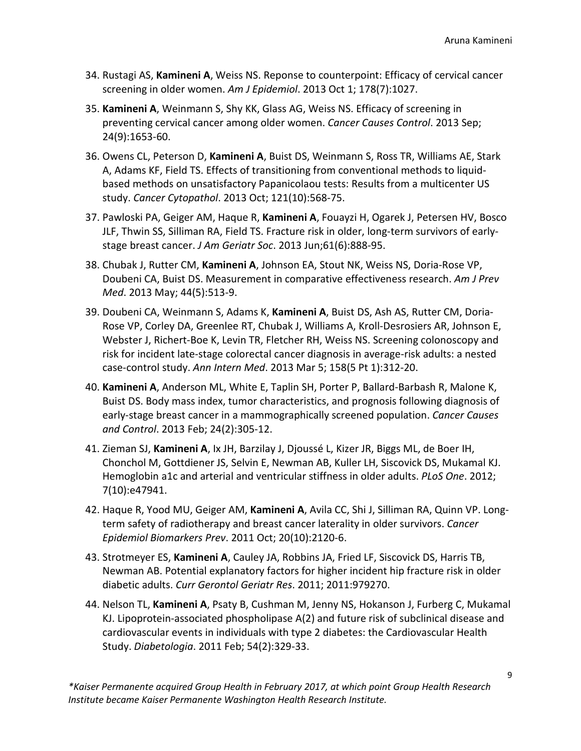34. Rustagi AS, **Kamineni A**, Weiss NS. Reponse to counterpoint: Efficacy of cervical cancer screening in older women. *Am J Epidemiol*. 2013 Oct 1; 178(7):1027.
35. **Kamineni A**, Weinmann S, Shy KK, Glass AG, Weiss NS. Efficacy of screening in preventing cervical cancer among older women. *Cancer Causes Control*. 2013 Sep; 24(9):1653-60.
36. Owens CL, Peterson D, **Kamineni A**, Buist DS, Weinmann S, Ross TR, Williams AE, Stark A, Adams KF, Field TS. Effects of transitioning from conventional methods to liquid-based methods on unsatisfactory Papanicolaou tests: Results from a multicenter US study. *Cancer Cytopathol*. 2013 Oct; 121(10):568-75.
37. Pawloski PA, Geiger AM, Haque R, **Kamineni A**, Fouayzi H, Ogarek J, Petersen HV, Bosco JLF, Thwin SS, Silliman RA, Field TS. Fracture risk in older, long-term survivors of early-stage breast cancer. *J Am Geriatr Soc*. 2013 Jun;61(6):888-95.
38. Chubak J, Rutter CM, **Kamineni A**, Johnson EA, Stout NK, Weiss NS, Doria-Rose VP, Doubeni CA, Buist DS. Measurement in comparative effectiveness research. *Am J Prev Med*. 2013 May; 44(5):513-9.
39. Doubeni CA, Weinmann S, Adams K, **Kamineni A**, Buist DS, Ash AS, Rutter CM, Doria-Rose VP, Corley DA, Greenlee RT, Chubak J, Williams A, Kroll-Desrosiers AR, Johnson E, Webster J, Richert-Boe K, Levin TR, Fletcher RH, Weiss NS. Screening colonoscopy and risk for incident late-stage colorectal cancer diagnosis in average-risk adults: a nested case-control study. *Ann Intern Med*. 2013 Mar 5; 158(5 Pt 1):312-20.
40. **Kamineni A**, Anderson ML, White E, Taplin SH, Porter P, Ballard-Barbash R, Malone K, Buist DS. Body mass index, tumor characteristics, and prognosis following diagnosis of early-stage breast cancer in a mammographically screened population. *Cancer Causes and Control*. 2013 Feb; 24(2):305-12.
41. Zieman SJ, **Kamineni A**, Ix JH, Barzilay J, Djoussé L, Kizer JR, Biggs ML, de Boer IH, Chonchol M, Gottdiener JS, Selvin E, Newman AB, Kuller LH, Siscovick DS, Mukamal KJ. Hemoglobin a1c and arterial and ventricular stiffness in older adults. *PLoS One*. 2012; 7(10):e47941.
42. Haque R, Yood MU, Geiger AM, **Kamineni A**, Avila CC, Shi J, Silliman RA, Quinn VP. Long-term safety of radiotherapy and breast cancer laterality in older survivors. *Cancer Epidemiol Biomarkers Prev*. 2011 Oct; 20(10):2120-6.
43. Strotmeyer ES, **Kamineni A**, Cauley JA, Robbins JA, Fried LF, Siscovick DS, Harris TB, Newman AB. Potential explanatory factors for higher incident hip fracture risk in older diabetic adults. *Curr Gerontol Geriatr Res*. 2011; 2011:979270.
44. Nelson TL, **Kamineni A**, Psaty B, Cushman M, Jenny NS, Hokanson J, Furberg C, Mukamal KJ. Lipoprotein-associated phospholipase A(2) and future risk of subclinical disease and cardiovascular events in individuals with type 2 diabetes: the Cardiovascular Health Study. *Diabetologia*. 2011 Feb; 54(2):329-33.

*\*Kaiser Permanente acquired Group Health in February 2017, at which point Group Health Research Institute became Kaiser Permanente Washington Health Research Institute.*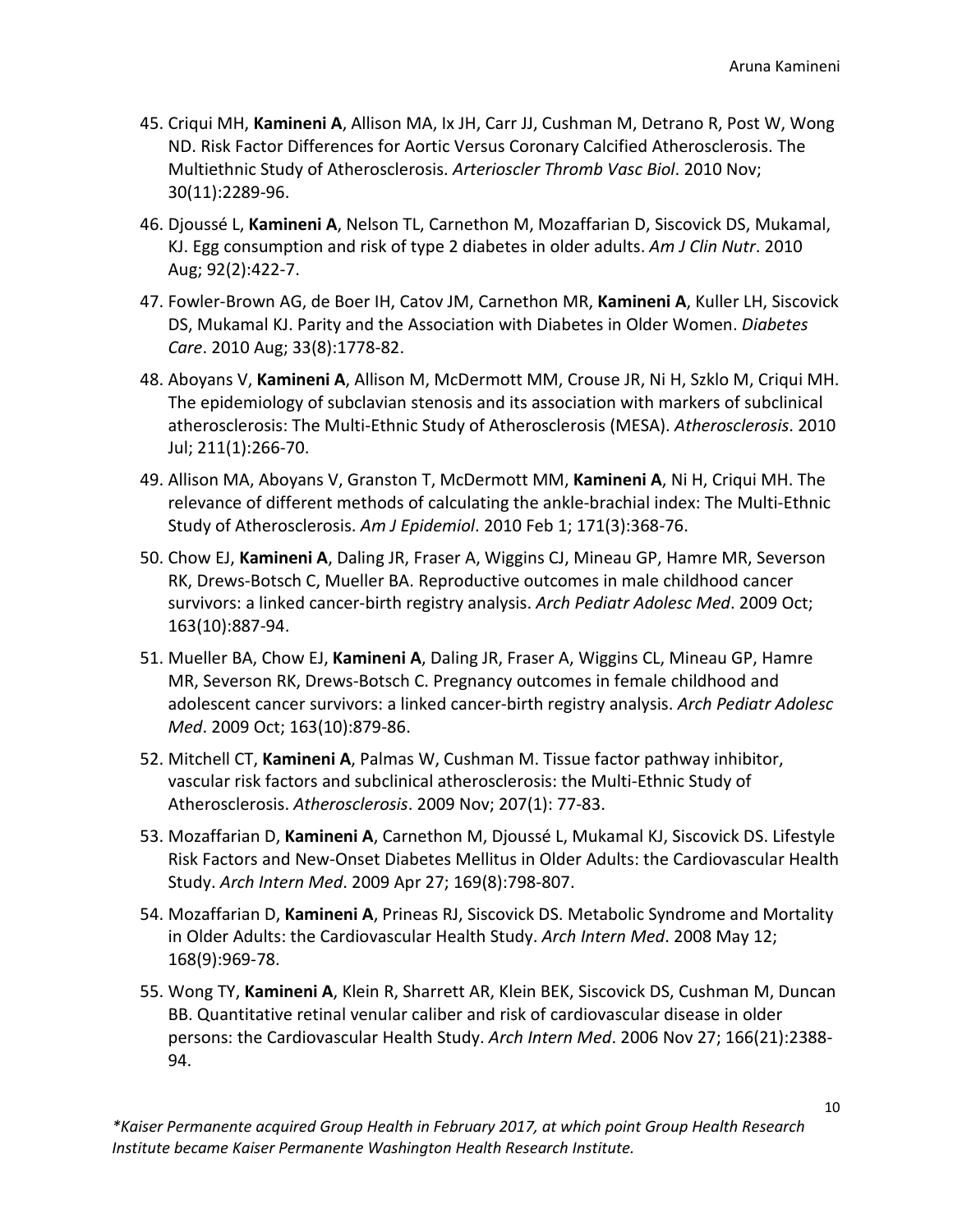45. Criqui MH, **Kamineni A**, Allison MA, Ix JH, Carr JJ, Cushman M, Detrano R, Post W, Wong ND. Risk Factor Differences for Aortic Versus Coronary Calcified Atherosclerosis. The Multiethnic Study of Atherosclerosis. *Arterioscler Thromb Vasc Biol*. 2010 Nov; 30(11):2289-96.

46. Djoussé L, **Kamineni A**, Nelson TL, Carnethon M, Mozaffarian D, Siscovick DS, Mukamal, KJ. Egg consumption and risk of type 2 diabetes in older adults. *Am J Clin Nutr*. 2010 Aug; 92(2):422-7.

47. Fowler-Brown AG, de Boer IH, Catov JM, Carnethon MR, **Kamineni A**, Kuller LH, Siscovick DS, Mukamal KJ. Parity and the Association with Diabetes in Older Women. *Diabetes Care*. 2010 Aug; 33(8):1778-82.

48. Aboyans V, **Kamineni A**, Allison M, McDermott MM, Crouse JR, Ni H, Szklo M, Criqui MH. The epidemiology of subclavian stenosis and its association with markers of subclinical atherosclerosis: The Multi-Ethnic Study of Atherosclerosis (MESA). *Atherosclerosis*. 2010 Jul; 211(1):266-70.

49. Allison MA, Aboyans V, Granston T, McDermott MM, **Kamineni A**, Ni H, Criqui MH. The relevance of different methods of calculating the ankle-brachial index: The Multi-Ethnic Study of Atherosclerosis. *Am J Epidemiol*. 2010 Feb 1; 171(3):368-76.

50. Chow EJ, **Kamineni A**, Daling JR, Fraser A, Wiggins CJ, Mineau GP, Hamre MR, Severson RK, Drews-Botsch C, Mueller BA. Reproductive outcomes in male childhood cancer survivors: a linked cancer-birth registry analysis. *Arch Pediatr Adolesc Med*. 2009 Oct; 163(10):887-94.

51. Mueller BA, Chow EJ, **Kamineni A**, Daling JR, Fraser A, Wiggins CL, Mineau GP, Hamre MR, Severson RK, Drews-Botsch C. Pregnancy outcomes in female childhood and adolescent cancer survivors: a linked cancer-birth registry analysis. *Arch Pediatr Adolesc Med*. 2009 Oct; 163(10):879-86.

52. Mitchell CT, **Kamineni A**, Palmas W, Cushman M. Tissue factor pathway inhibitor, vascular risk factors and subclinical atherosclerosis: the Multi-Ethnic Study of Atherosclerosis. *Atherosclerosis*. 2009 Nov; 207(1): 77-83.

53. Mozaffarian D, **Kamineni A**, Carnethon M, Djoussé L, Mukamal KJ, Siscovick DS. Lifestyle Risk Factors and New-Onset Diabetes Mellitus in Older Adults: the Cardiovascular Health Study. *Arch Intern Med*. 2009 Apr 27; 169(8):798-807.

54. Mozaffarian D, **Kamineni A**, Prineas RJ, Siscovick DS. Metabolic Syndrome and Mortality in Older Adults: the Cardiovascular Health Study. *Arch Intern Med*. 2008 May 12; 168(9):969-78.

55. Wong TY, **Kamineni A**, Klein R, Sharrett AR, Klein BEK, Siscovick DS, Cushman M, Duncan BB. Quantitative retinal venular caliber and risk of cardiovascular disease in older persons: the Cardiovascular Health Study. *Arch Intern Med*. 2006 Nov 27; 166(21):2388-94.

**Kaiser Permanente acquired Group Health in February 2017, at which point Group Health Research Institute became Kaiser Permanente Washington Health Research Institute.*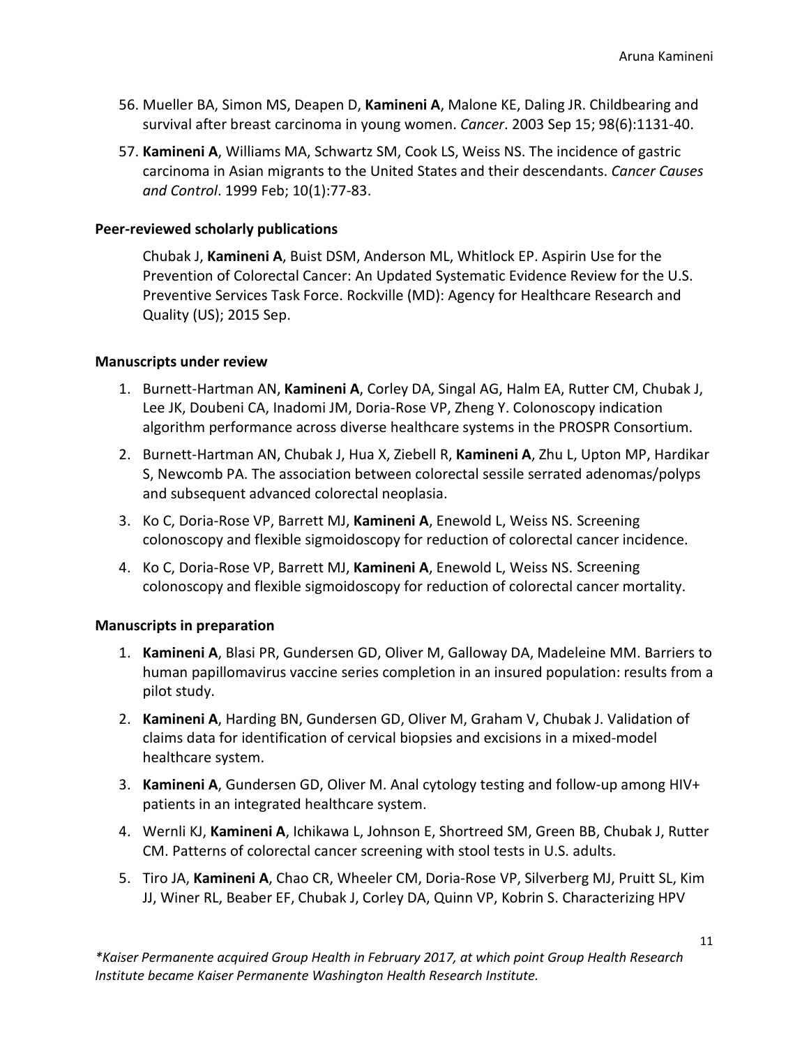56. Mueller BA, Simon MS, Deapen D, **Kamineni A**, Malone KE, Daling JR. Childbearing and survival after breast carcinoma in young women. *Cancer*. 2003 Sep 15; 98(6):1131-40.
57. **Kamineni A**, Williams MA, Schwartz SM, Cook LS, Weiss NS. The incidence of gastric carcinoma in Asian migrants to the United States and their descendants. *Cancer Causes and Control*. 1999 Feb; 10(1):77-83.

**Peer-reviewed scholarly publications**

Chubak J, **Kamineni A**, Buist DSM, Anderson ML, Whitlock EP. Aspirin Use for the Prevention of Colorectal Cancer: An Updated Systematic Evidence Review for the U.S. Preventive Services Task Force. Rockville (MD): Agency for Healthcare Research and Quality (US); 2015 Sep.

**Manuscripts under review**

1. Burnett-Hartman AN, **Kamineni A**, Corley DA, Singal AG, Halm EA, Rutter CM, Chubak J, Lee JK, Doubeni CA, Inadomi JM, Doria-Rose VP, Zheng Y. Colonoscopy indication algorithm performance across diverse healthcare systems in the PROSPR Consortium.
2. Burnett-Hartman AN, Chubak J, Hua X, Ziebell R, **Kamineni A**, Zhu L, Upton MP, Hardikar S, Newcomb PA. The association between colorectal sessile serrated adenomas/polyps and subsequent advanced colorectal neoplasia.
3. Ko C, Doria-Rose VP, Barrett MJ, **Kamineni A**, Enewold L, Weiss NS. Screening colonoscopy and flexible sigmoidoscopy for reduction of colorectal cancer incidence.
4. Ko C, Doria-Rose VP, Barrett MJ, **Kamineni A**, Enewold L, Weiss NS. Screening colonoscopy and flexible sigmoidoscopy for reduction of colorectal cancer mortality.

**Manuscripts in preparation**

1. **Kamineni A**, Blasi PR, Gundersen GD, Oliver M, Galloway DA, Madeleine MM. Barriers to human papillomavirus vaccine series completion in an insured population: results from a pilot study.
2. **Kamineni A**, Harding BN, Gundersen GD, Oliver M, Graham V, Chubak J. Validation of claims data for identification of cervical biopsies and excisions in a mixed-model healthcare system.
3. **Kamineni A**, Gundersen GD, Oliver M. Anal cytology testing and follow-up among HIV+ patients in an integrated healthcare system.
4. Wernli KJ, **Kamineni A**, Ichikawa L, Johnson E, Shortreed SM, Green BB, Chubak J, Rutter CM. Patterns of colorectal cancer screening with stool tests in U.S. adults.
5. Tiro JA, **Kamineni A**, Chao CR, Wheeler CM, Doria-Rose VP, Silverberg MJ, Pruitt SL, Kim JJ, Winer RL, Beaber EF, Chubak J, Corley DA, Quinn VP, Kobrin S. Characterizing HPV

**Kaiser Permanente acquired Group Health in February 2017, at which point Group Health Research Institute became Kaiser Permanente Washington Health Research Institute.*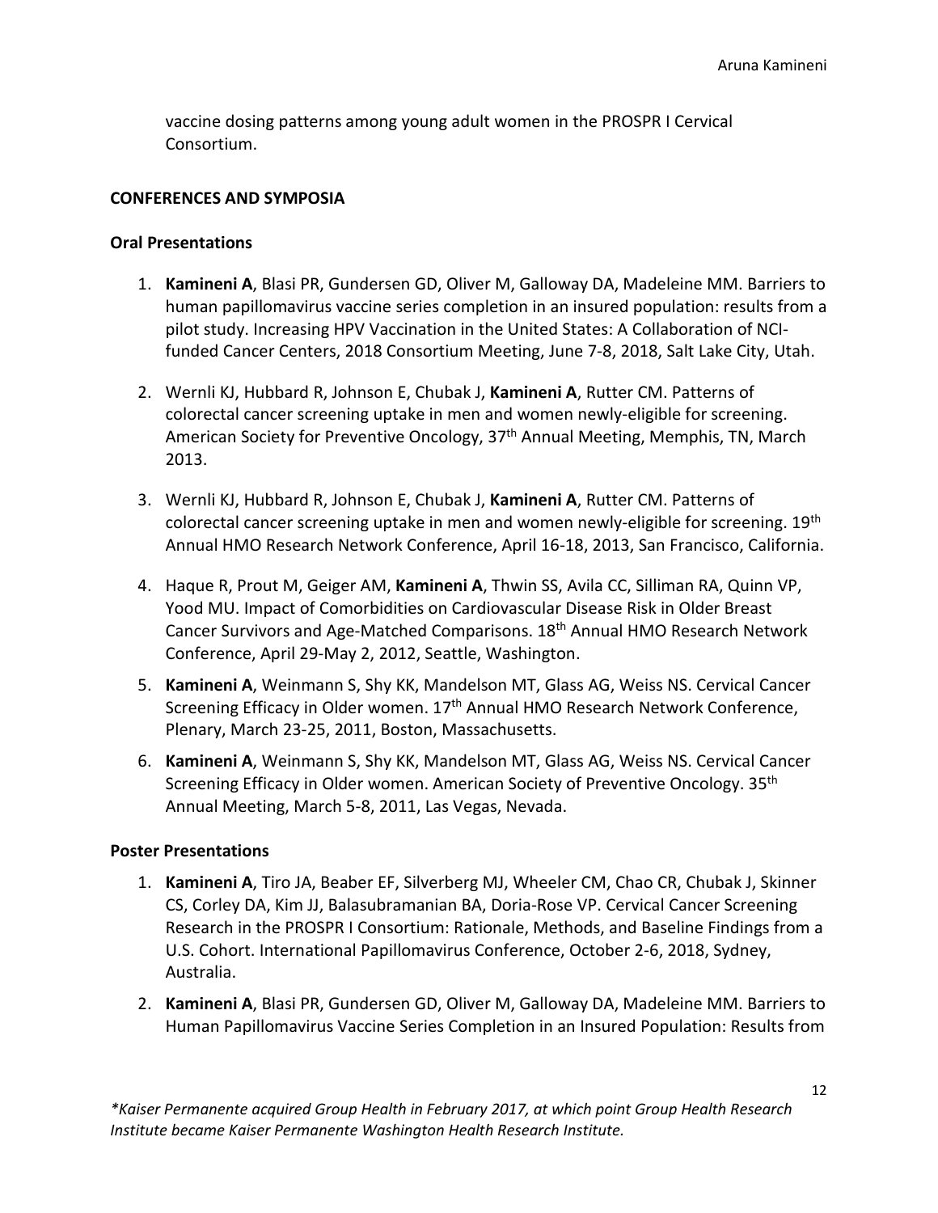vaccine dosing patterns among young adult women in the PROSPR I Cervical Consortium.

## CONFERENCES AND SYMPOSIA

### Oral Presentations

1. **Kamineni A**, Blasi PR, Gundersen GD, Oliver M, Galloway DA, Madeleine MM. Barriers to human papillomavirus vaccine series completion in an insured population: results from a pilot study. Increasing HPV Vaccination in the United States: A Collaboration of NCI-funded Cancer Centers, 2018 Consortium Meeting, June 7-8, 2018, Salt Lake City, Utah.

2. Wernli KJ, Hubbard R, Johnson E, Chubak J, **Kamineni A**, Rutter CM. Patterns of colorectal cancer screening uptake in men and women newly-eligible for screening. American Society for Preventive Oncology, 37th Annual Meeting, Memphis, TN, March 2013.

3. Wernli KJ, Hubbard R, Johnson E, Chubak J, **Kamineni A**, Rutter CM. Patterns of colorectal cancer screening uptake in men and women newly-eligible for screening. 19th Annual HMO Research Network Conference, April 16-18, 2013, San Francisco, California.

4. Haque R, Prout M, Geiger AM, **Kamineni A**, Thwin SS, Avila CC, Silliman RA, Quinn VP, Yood MU. Impact of Comorbidities on Cardiovascular Disease Risk in Older Breast Cancer Survivors and Age-Matched Comparisons. 18th Annual HMO Research Network Conference, April 29-May 2, 2012, Seattle, Washington.

5. **Kamineni A**, Weinmann S, Shy KK, Mandelson MT, Glass AG, Weiss NS. Cervical Cancer Screening Efficacy in Older women. 17th Annual HMO Research Network Conference, Plenary, March 23-25, 2011, Boston, Massachusetts.

6. **Kamineni A**, Weinmann S, Shy KK, Mandelson MT, Glass AG, Weiss NS. Cervical Cancer Screening Efficacy in Older women. American Society of Preventive Oncology. 35th Annual Meeting, March 5-8, 2011, Las Vegas, Nevada.

### Poster Presentations

1. **Kamineni A**, Tiro JA, Beaber EF, Silverberg MJ, Wheeler CM, Chao CR, Chubak J, Skinner CS, Corley DA, Kim JJ, Balasubramanian BA, Doria-Rose VP. Cervical Cancer Screening Research in the PROSPR I Consortium: Rationale, Methods, and Baseline Findings from a U.S. Cohort. International Papillomavirus Conference, October 2-6, 2018, Sydney, Australia.

2. **Kamineni A**, Blasi PR, Gundersen GD, Oliver M, Galloway DA, Madeleine MM. Barriers to Human Papillomavirus Vaccine Series Completion in an Insured Population: Results from

*\*Kaiser Permanente acquired Group Health in February 2017, at which point Group Health Research Institute became Kaiser Permanente Washington Health Research Institute.*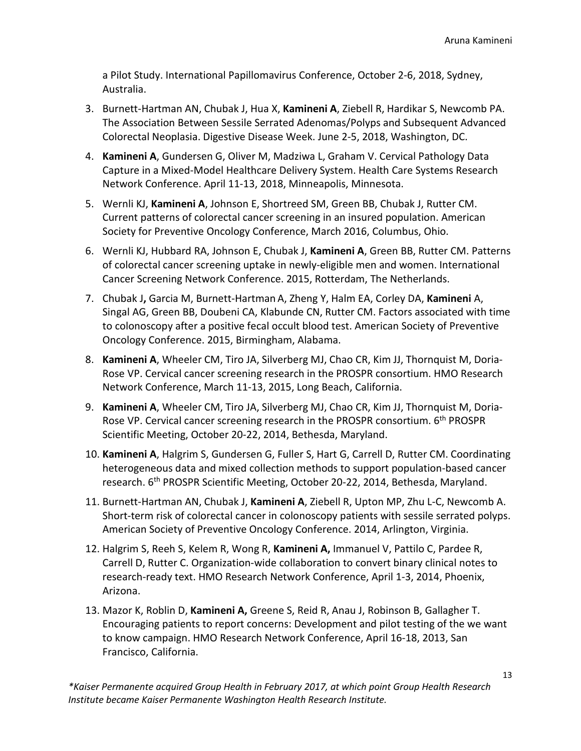a Pilot Study. International Papillomavirus Conference, October 2-6, 2018, Sydney, Australia.

3. Burnett-Hartman AN, Chubak J, Hua X, **Kamineni A**, Ziebell R, Hardikar S, Newcomb PA. The Association Between Sessile Serrated Adenomas/Polyps and Subsequent Advanced Colorectal Neoplasia. Digestive Disease Week. June 2-5, 2018, Washington, DC.
4. **Kamineni A**, Gundersen G, Oliver M, Madziwa L, Graham V. Cervical Pathology Data Capture in a Mixed-Model Healthcare Delivery System. Health Care Systems Research Network Conference. April 11-13, 2018, Minneapolis, Minnesota.
5. Wernli KJ, **Kamineni A**, Johnson E, Shortreed SM, Green BB, Chubak J, Rutter CM. Current patterns of colorectal cancer screening in an insured population. American Society for Preventive Oncology Conference, March 2016, Columbus, Ohio.
6. Wernli KJ, Hubbard RA, Johnson E, Chubak J, **Kamineni A**, Green BB, Rutter CM. Patterns of colorectal cancer screening uptake in newly-eligible men and women. International Cancer Screening Network Conference. 2015, Rotterdam, The Netherlands.
7. Chubak J**,** Garcia M, Burnett-Hartman A, Zheng Y, Halm EA, Corley DA, **Kamineni** A, Singal AG, Green BB, Doubeni CA, Klabunde CN, Rutter CM. Factors associated with time to colonoscopy after a positive fecal occult blood test. American Society of Preventive Oncology Conference. 2015, Birmingham, Alabama.
8. **Kamineni A**, Wheeler CM, Tiro JA, Silverberg MJ, Chao CR, Kim JJ, Thornquist M, Doria-Rose VP. Cervical cancer screening research in the PROSPR consortium. HMO Research Network Conference, March 11-13, 2015, Long Beach, California.
9. **Kamineni A**, Wheeler CM, Tiro JA, Silverberg MJ, Chao CR, Kim JJ, Thornquist M, Doria-Rose VP. Cervical cancer screening research in the PROSPR consortium. 6th PROSPR Scientific Meeting, October 20-22, 2014, Bethesda, Maryland.
10. **Kamineni A**, Halgrim S, Gundersen G, Fuller S, Hart G, Carrell D, Rutter CM. Coordinating heterogeneous data and mixed collection methods to support population-based cancer research. 6th PROSPR Scientific Meeting, October 20-22, 2014, Bethesda, Maryland.
11. Burnett-Hartman AN, Chubak J, **Kamineni A**, Ziebell R, Upton MP, Zhu L-C, Newcomb A. Short-term risk of colorectal cancer in colonoscopy patients with sessile serrated polyps. American Society of Preventive Oncology Conference. 2014, Arlington, Virginia.
12. Halgrim S, Reeh S, Kelem R, Wong R, **Kamineni A,** Immanuel V, Pattilo C, Pardee R, Carrell D, Rutter C. Organization-wide collaboration to convert binary clinical notes to research-ready text. HMO Research Network Conference, April 1-3, 2014, Phoenix, Arizona.
13. Mazor K, Roblin D, **Kamineni A,** Greene S, Reid R, Anau J, Robinson B, Gallagher T. Encouraging patients to report concerns: Development and pilot testing of the we want to know campaign. HMO Research Network Conference, April 16-18, 2013, San Francisco, California.

*\*Kaiser Permanente acquired Group Health in February 2017, at which point Group Health Research Institute became Kaiser Permanente Washington Health Research Institute.*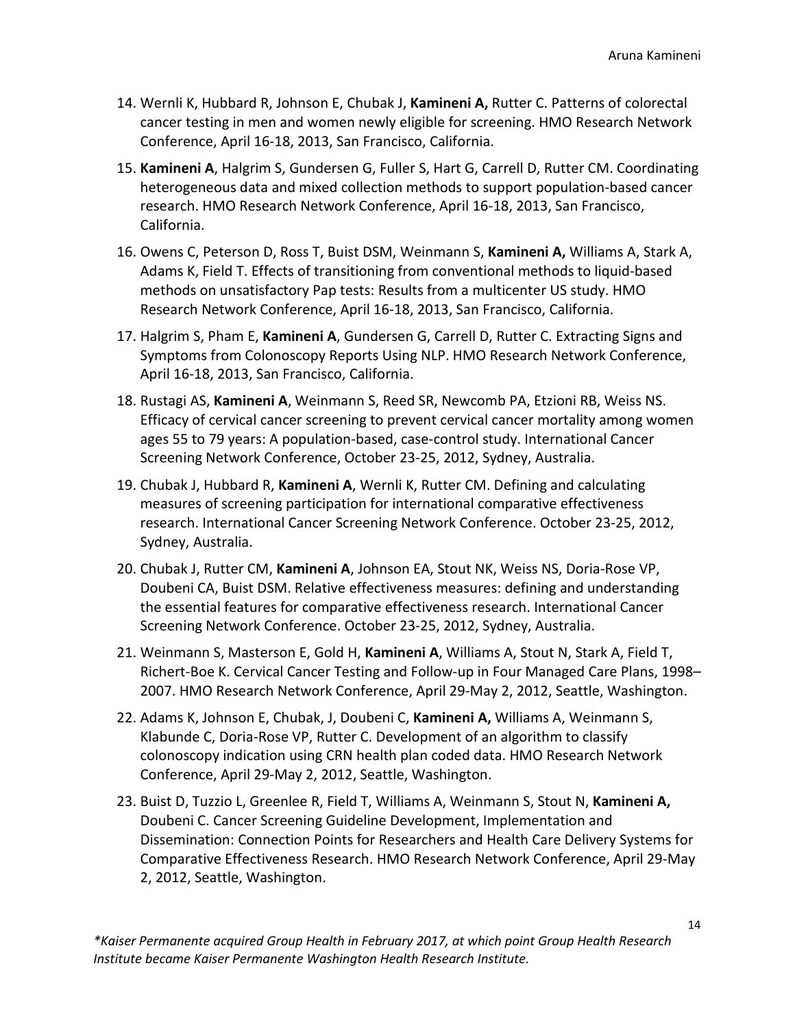14. Wernli K, Hubbard R, Johnson E, Chubak J, **Kamineni A,** Rutter C. Patterns of colorectal cancer testing in men and women newly eligible for screening. HMO Research Network Conference, April 16-18, 2013, San Francisco, California.

15. **Kamineni A**, Halgrim S, Gundersen G, Fuller S, Hart G, Carrell D, Rutter CM. Coordinating heterogeneous data and mixed collection methods to support population-based cancer research. HMO Research Network Conference, April 16-18, 2013, San Francisco, California.

16. Owens C, Peterson D, Ross T, Buist DSM, Weinmann S, **Kamineni A,** Williams A, Stark A, Adams K, Field T. Effects of transitioning from conventional methods to liquid-based methods on unsatisfactory Pap tests: Results from a multicenter US study. HMO Research Network Conference, April 16-18, 2013, San Francisco, California.

17. Halgrim S, Pham E, **Kamineni A**, Gundersen G, Carrell D, Rutter C. Extracting Signs and Symptoms from Colonoscopy Reports Using NLP. HMO Research Network Conference, April 16-18, 2013, San Francisco, California.

18. Rustagi AS, **Kamineni A**, Weinmann S, Reed SR, Newcomb PA, Etzioni RB, Weiss NS. Efficacy of cervical cancer screening to prevent cervical cancer mortality among women ages 55 to 79 years: A population-based, case-control study. International Cancer Screening Network Conference, October 23-25, 2012, Sydney, Australia.

19. Chubak J, Hubbard R, **Kamineni A**, Wernli K, Rutter CM. Defining and calculating measures of screening participation for international comparative effectiveness research. International Cancer Screening Network Conference. October 23-25, 2012, Sydney, Australia.

20. Chubak J, Rutter CM, **Kamineni A**, Johnson EA, Stout NK, Weiss NS, Doria-Rose VP, Doubeni CA, Buist DSM. Relative effectiveness measures: defining and understanding the essential features for comparative effectiveness research. International Cancer Screening Network Conference. October 23-25, 2012, Sydney, Australia.

21. Weinmann S, Masterson E, Gold H, **Kamineni A**, Williams A, Stout N, Stark A, Field T, Richert-Boe K. Cervical Cancer Testing and Follow-up in Four Managed Care Plans, 1998–2007. HMO Research Network Conference, April 29-May 2, 2012, Seattle, Washington.

22. Adams K, Johnson E, Chubak, J, Doubeni C, **Kamineni A,** Williams A, Weinmann S, Klabunde C, Doria-Rose VP, Rutter C. Development of an algorithm to classify colonoscopy indication using CRN health plan coded data. HMO Research Network Conference, April 29-May 2, 2012, Seattle, Washington.

23. Buist D, Tuzzio L, Greenlee R, Field T, Williams A, Weinmann S, Stout N, **Kamineni A,** Doubeni C. Cancer Screening Guideline Development, Implementation and Dissemination: Connection Points for Researchers and Health Care Delivery Systems for Comparative Effectiveness Research. HMO Research Network Conference, April 29-May 2, 2012, Seattle, Washington.

*\*Kaiser Permanente acquired Group Health in February 2017, at which point Group Health Research Institute became Kaiser Permanente Washington Health Research Institute.*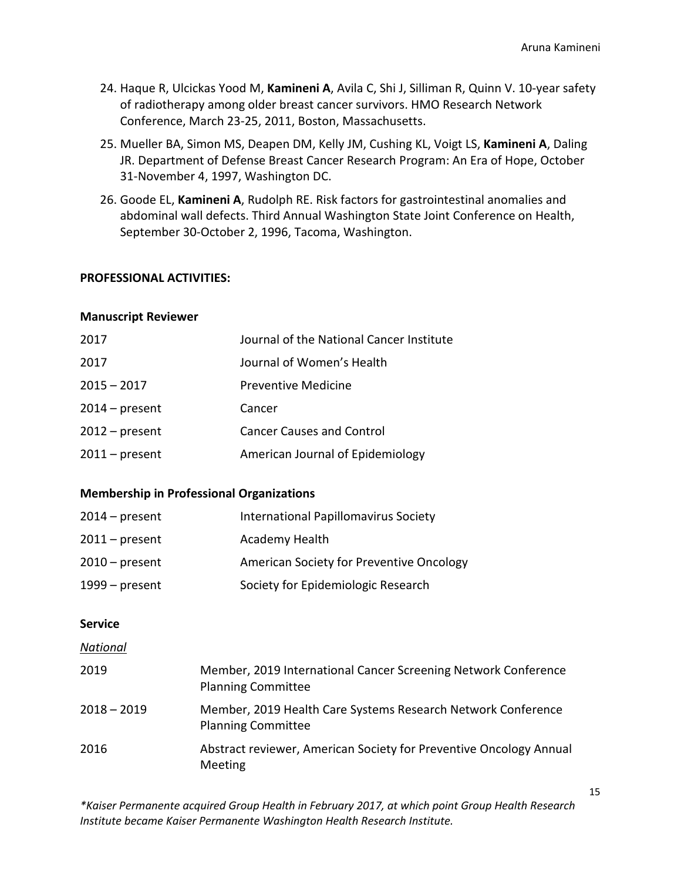24. Haque R, Ulcickas Yood M, **Kamineni A**, Avila C, Shi J, Silliman R, Quinn V. 10-year safety of radiotherapy among older breast cancer survivors. HMO Research Network Conference, March 23-25, 2011, Boston, Massachusetts.
25. Mueller BA, Simon MS, Deapen DM, Kelly JM, Cushing KL, Voigt LS, **Kamineni A**, Daling JR. Department of Defense Breast Cancer Research Program: An Era of Hope, October 31-November 4, 1997, Washington DC.
26. Goode EL, **Kamineni A**, Rudolph RE. Risk factors for gastrointestinal anomalies and abdominal wall defects. Third Annual Washington State Joint Conference on Health, September 30-October 2, 1996, Tacoma, Washington.

**PROFESSIONAL ACTIVITIES:**

**Manuscript Reviewer**

| | |
|---|---|
| 2017 | Journal of the National Cancer Institute |
| 2017 | Journal of Women's Health |
| 2015 – 2017 | Preventive Medicine |
| 2014 – present | Cancer |
| 2012 – present | Cancer Causes and Control |
| 2011 – present | American Journal of Epidemiology |

**Membership in Professional Organizations**

| | |
|---|---|
| 2014 – present | International Papillomavirus Society |
| 2011 – present | Academy Health |
| 2010 – present | American Society for Preventive Oncology |
| 1999 – present | Society for Epidemiologic Research |

**Service**

*National*

| | |
|---|---|
| 2019 | Member, 2019 International Cancer Screening Network Conference Planning Committee |
| 2018 – 2019 | Member, 2019 Health Care Systems Research Network Conference Planning Committee |
| 2016 | Abstract reviewer, American Society for Preventive Oncology Annual Meeting |

*\*Kaiser Permanente acquired Group Health in February 2017, at which point Group Health Research Institute became Kaiser Permanente Washington Health Research Institute.*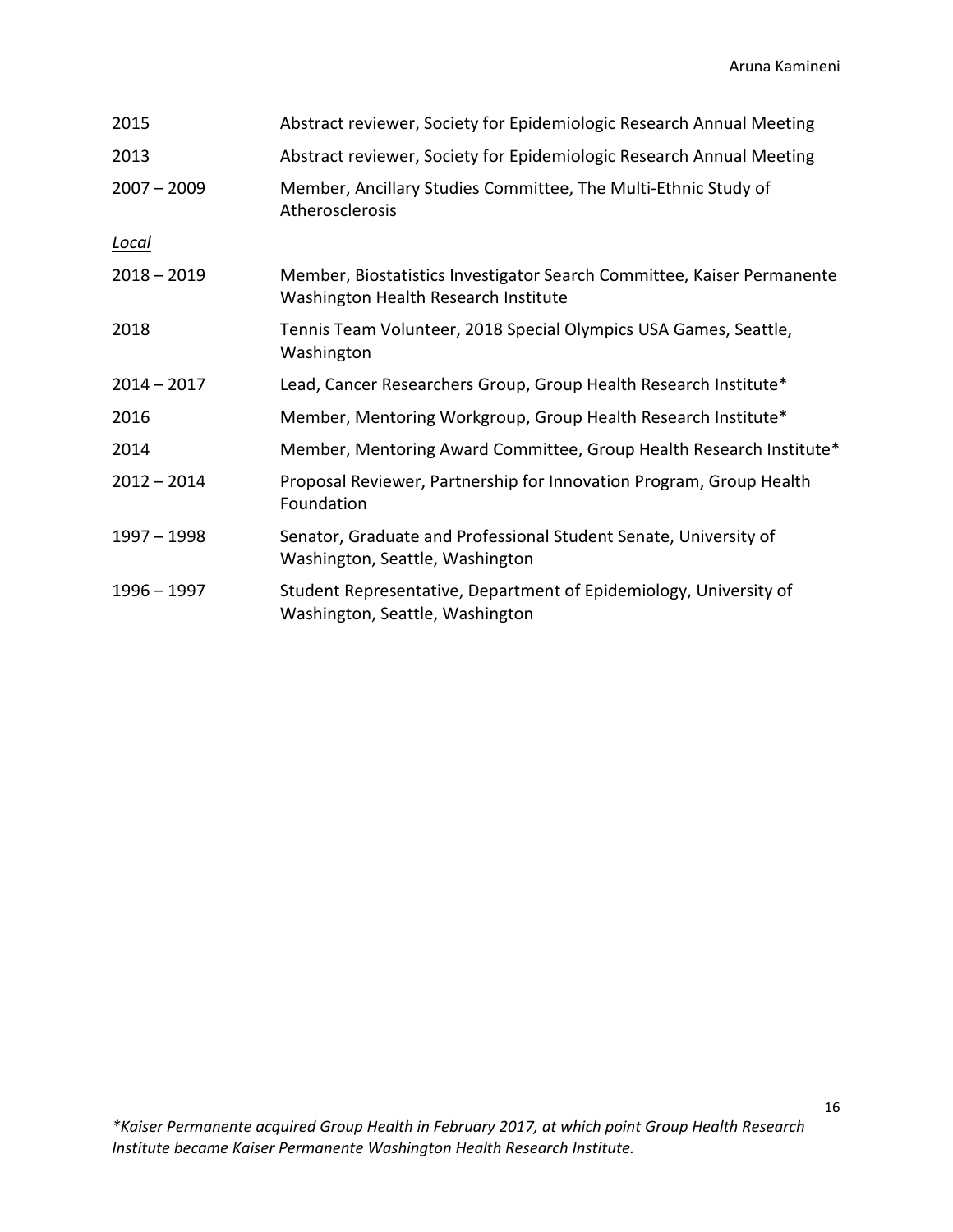| | |
|---|---|
| 2015 | Abstract reviewer, Society for Epidemiologic Research Annual Meeting |
| 2013 | Abstract reviewer, Society for Epidemiologic Research Annual Meeting |
| 2007 – 2009 | Member, Ancillary Studies Committee, The Multi-Ethnic Study of Atherosclerosis |

*Local*

| | |
|---|---|
| 2018 – 2019 | Member, Biostatistics Investigator Search Committee, Kaiser Permanente Washington Health Research Institute |
| 2018 | Tennis Team Volunteer, 2018 Special Olympics USA Games, Seattle, Washington |
| 2014 – 2017 | Lead, Cancer Researchers Group, Group Health Research Institute* |
| 2016 | Member, Mentoring Workgroup, Group Health Research Institute* |
| 2014 | Member, Mentoring Award Committee, Group Health Research Institute* |
| 2012 – 2014 | Proposal Reviewer, Partnership for Innovation Program, Group Health Foundation |
| 1997 – 1998 | Senator, Graduate and Professional Student Senate, University of Washington, Seattle, Washington |
| 1996 – 1997 | Student Representative, Department of Epidemiology, University of Washington, Seattle, Washington |

*\*Kaiser Permanente acquired Group Health in February 2017, at which point Group Health Research Institute became Kaiser Permanente Washington Health Research Institute.*